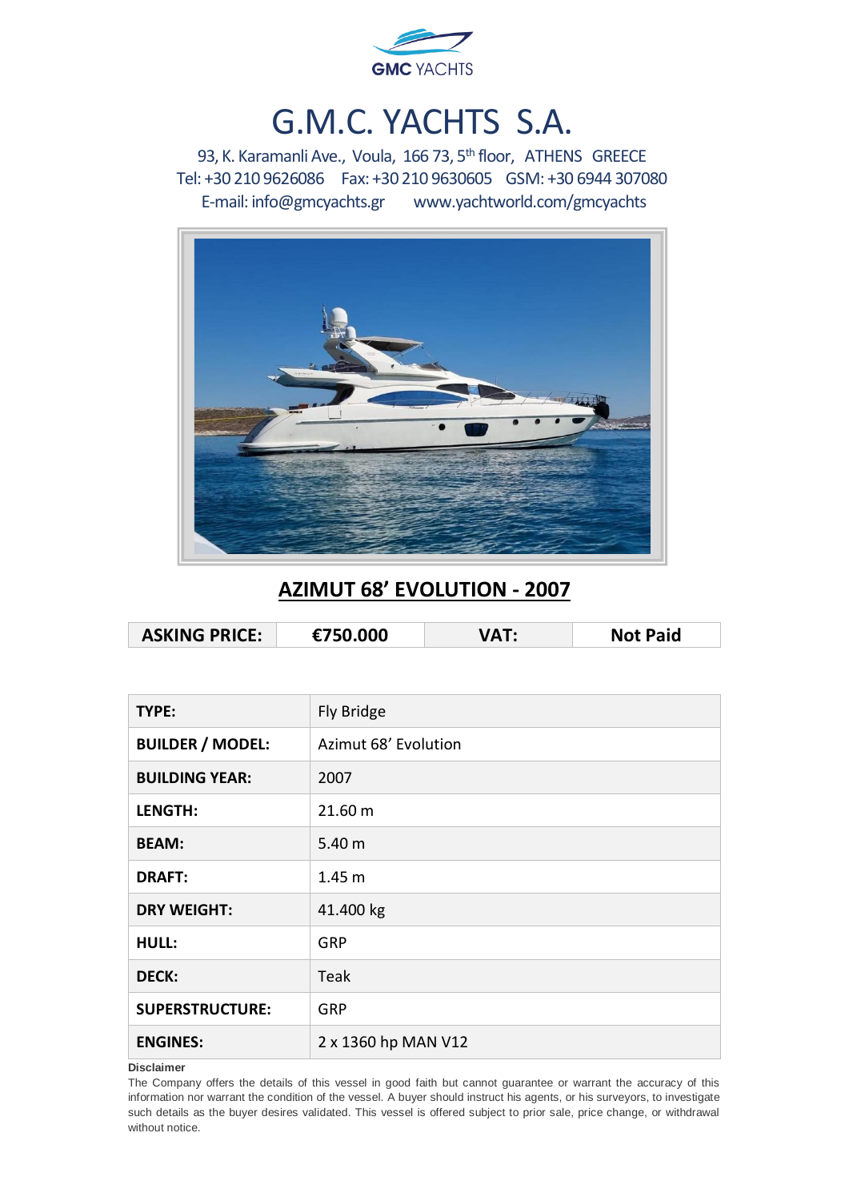# G.M.C. YACHTS S.A.

93, K. Karamanli Ave., Voula, 166 73, 5th floor, ATHENS GREECE
Tel: +30 210 9626086 Fax: +30 210 9630605 GSM: +30 6944 307080
E-mail: info@gmcyachts.gr www.yachtworld.com/gmcyachts

## AZIMUT 68' EVOLUTION - 2007

| ASKING PRICE: | €750.000 | VAT: | Not Paid |
|---|---|---|---|

| | |
|---|---|
| **TYPE:** | Fly Bridge |
| **BUILDER / MODEL:** | Azimut 68' Evolution |
| **BUILDING YEAR:** | 2007 |
| **LENGTH:** | 21.60 m |
| **BEAM:** | 5.40 m |
| **DRAFT:** | 1.45 m |
| **DRY WEIGHT:** | 41.400 kg |
| **HULL:** | GRP |
| **DECK:** | Teak |
| **SUPERSTRUCTURE:** | GRP |
| **ENGINES:** | 2 x 1360 hp MAN V12 |

**Disclaimer**

The Company offers the details of this vessel in good faith but cannot guarantee or warrant the accuracy of this information nor warrant the condition of the vessel. A buyer should instruct his agents, or his surveyors, to investigate such details as the buyer desires validated. This vessel is offered subject to prior sale, price change, or withdrawal without notice.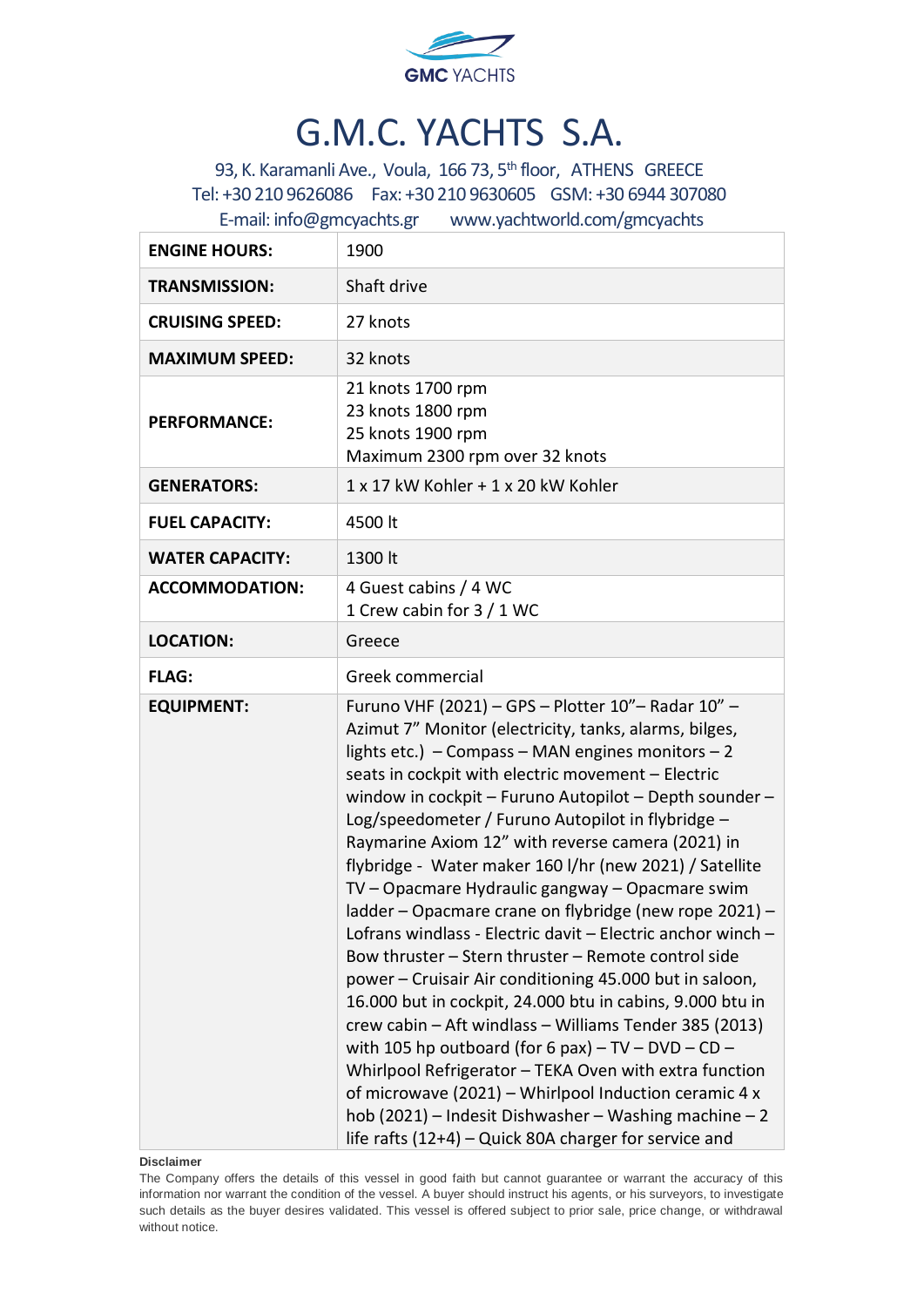# G.M.C. YACHTS S.A.

93, K. Karamanli Ave., Voula, 166 73, 5th floor, ATHENS GREECE
Tel: +30 210 9626086 Fax: +30 210 9630605 GSM: +30 6944 307080
E-mail: info@gmcyachts.gr www.yachtworld.com/gmcyachts

| | |
|---|---|
| **ENGINE HOURS:** | 1900 |
| **TRANSMISSION:** | Shaft drive |
| **CRUISING SPEED:** | 27 knots |
| **MAXIMUM SPEED:** | 32 knots |
| **PERFORMANCE:** | 21 knots 1700 rpm<br>23 knots 1800 rpm<br>25 knots 1900 rpm<br>Maximum 2300 rpm over 32 knots |
| **GENERATORS:** | 1 x 17 kW Kohler + 1 x 20 kW Kohler |
| **FUEL CAPACITY:** | 4500 lt |
| **WATER CAPACITY:** | 1300 lt |
| **ACCOMMODATION:** | 4 Guest cabins / 4 WC<br>1 Crew cabin for 3 / 1 WC |
| **LOCATION:** | Greece |
| **FLAG:** | Greek commercial |
| **EQUIPMENT:** | Furuno VHF (2021) – GPS – Plotter 10"– Radar 10" – Azimut 7" Monitor (electricity, tanks, alarms, bilges, lights etc.) – Compass – MAN engines monitors – 2 seats in cockpit with electric movement – Electric window in cockpit – Furuno Autopilot – Depth sounder – Log/speedometer / Furuno Autopilot in flybridge – Raymarine Axiom 12" with reverse camera (2021) in flybridge - Water maker 160 l/hr (new 2021) / Satellite TV – Opacmare Hydraulic gangway – Opacmare swim ladder – Opacmare crane on flybridge (new rope 2021) – Lofrans windlass - Electric davit – Electric anchor winch – Bow thruster – Stern thruster – Remote control side power – Cruisair Air conditioning 45.000 but in saloon, 16.000 but in cockpit, 24.000 btu in cabins, 9.000 btu in crew cabin – Aft windlass – Williams Tender 385 (2013) with 105 hp outboard (for 6 pax) – TV – DVD – CD – Whirlpool Refrigerator – TEKA Oven with extra function of microwave (2021) – Whirlpool Induction ceramic 4 x hob (2021) – Indesit Dishwasher – Washing machine – 2 life rafts (12+4) – Quick 80A charger for service and |

**Disclaimer**

The Company offers the details of this vessel in good faith but cannot guarantee or warrant the accuracy of this information nor warrant the condition of the vessel. A buyer should instruct his agents, or his surveyors, to investigate such details as the buyer desires validated. This vessel is offered subject to prior sale, price change, or withdrawal without notice.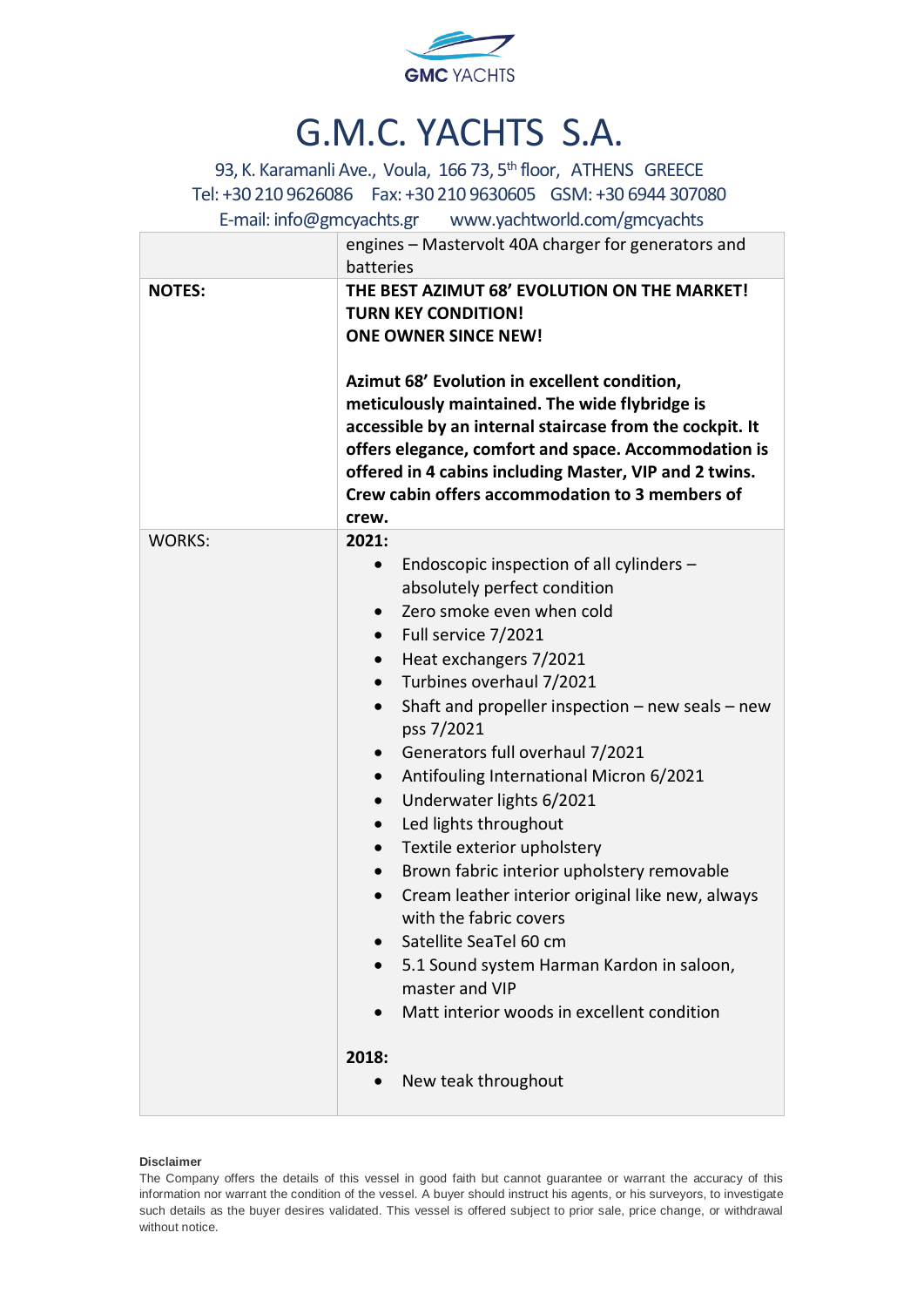| | |
|---|---|
| | engines – Mastervolt 40A charger for generators and batteries |
| **NOTES:** | **THE BEST AZIMUT 68' EVOLUTION ON THE MARKET!**<br>**TURN KEY CONDITION!**<br>**ONE OWNER SINCE NEW!**<br><br>**Azimut 68' Evolution in excellent condition, meticulously maintained. The wide flybridge is accessible by an internal staircase from the cockpit. It offers elegance, comfort and space. Accommodation is offered in 4 cabins including Master, VIP and 2 twins. Crew cabin offers accommodation to 3 members of crew.** |
| WORKS: | **2021:**<br>• Endoscopic inspection of all cylinders – absolutely perfect condition<br>• Zero smoke even when cold<br>• Full service 7/2021<br>• Heat exchangers 7/2021<br>• Turbines overhaul 7/2021<br>• Shaft and propeller inspection – new seals – new pss 7/2021<br>• Generators full overhaul 7/2021<br>• Antifouling International Micron 6/2021<br>• Underwater lights 6/2021<br>• Led lights throughout<br>• Textile exterior upholstery<br>• Brown fabric interior upholstery removable<br>• Cream leather interior original like new, always with the fabric covers<br>• Satellite SeaTel 60 cm<br>• 5.1 Sound system Harman Kardon in saloon, master and VIP<br>• Matt interior woods in excellent condition<br><br>**2018:**<br>• New teak throughout |

**Disclaimer**

The Company offers the details of this vessel in good faith but cannot guarantee or warrant the accuracy of this information nor warrant the condition of the vessel. A buyer should instruct his agents, or his surveyors, to investigate such details as the buyer desires validated. This vessel is offered subject to prior sale, price change, or withdrawal without notice.